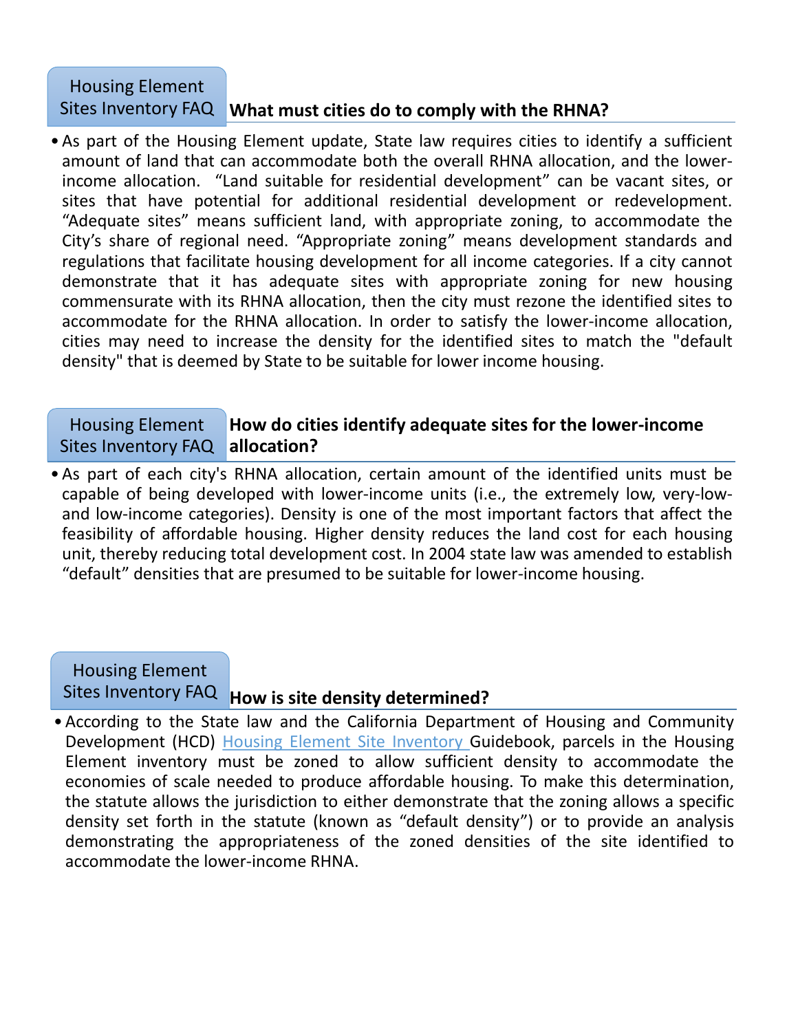## Housing Element Sites Inventory FAQ — What must cities do to comply with the RHNA?

- As part of the Housing Element update, State law requires cities to identify a sufficient amount of land that can accommodate both the overall RHNA allocation, and the lower-income allocation. "Land suitable for residential development" can be vacant sites, or sites that have potential for additional residential development or redevelopment. "Adequate sites" means sufficient land, with appropriate zoning, to accommodate the City's share of regional need. "Appropriate zoning" means development standards and regulations that facilitate housing development for all income categories. If a city cannot demonstrate that it has adequate sites with appropriate zoning for new housing commensurate with its RHNA allocation, then the city must rezone the identified sites to accommodate for the RHNA allocation. In order to satisfy the lower-income allocation, cities may need to increase the density for the identified sites to match the "default density" that is deemed by State to be suitable for lower income housing.

## Housing Element Sites Inventory FAQ — How do cities identify adequate sites for the lower-income allocation?

- As part of each city's RHNA allocation, certain amount of the identified units must be capable of being developed with lower-income units (i.e., the extremely low, very-low- and low-income categories). Density is one of the most important factors that affect the feasibility of affordable housing. Higher density reduces the land cost for each housing unit, thereby reducing total development cost. In 2004 state law was amended to establish "default" densities that are presumed to be suitable for lower-income housing.

## Housing Element Sites Inventory FAQ — How is site density determined?

- According to the State law and the California Department of Housing and Community Development (HCD) [Housing Element Site Inventory ]Guidebook, parcels in the Housing Element inventory must be zoned to allow sufficient density to accommodate the economies of scale needed to produce affordable housing. To make this determination, the statute allows the jurisdiction to either demonstrate that the zoning allows a specific density set forth in the statute (known as "default density") or to provide an analysis demonstrating the appropriateness of the zoned densities of the site identified to accommodate the lower-income RHNA.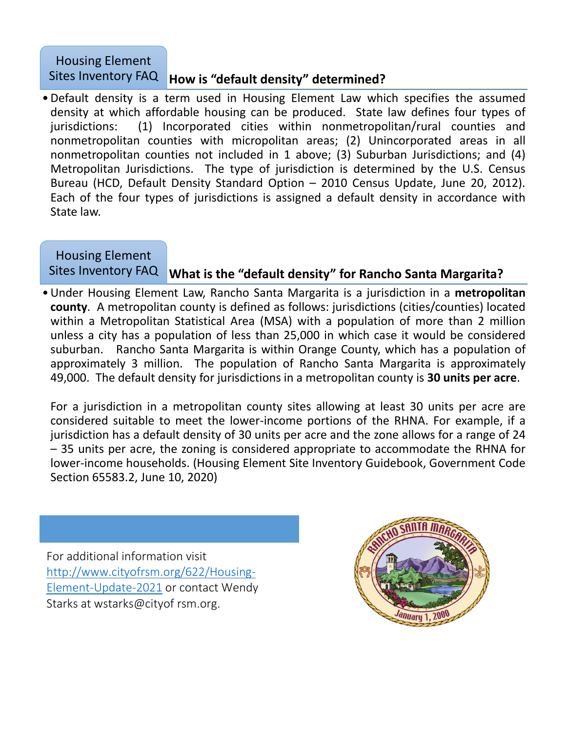Housing Element Sites Inventory FAQ

## How is "default density" determined?

- Default density is a term used in Housing Element Law which specifies the assumed density at which affordable housing can be produced. State law defines four types of jurisdictions: (1) Incorporated cities within nonmetropolitan/rural counties and nonmetropolitan counties with micropolitan areas; (2) Unincorporated areas in all nonmetropolitan counties not included in 1 above; (3) Suburban Jurisdictions; and (4) Metropolitan Jurisdictions. The type of jurisdiction is determined by the U.S. Census Bureau (HCD, Default Density Standard Option – 2010 Census Update, June 20, 2012). Each of the four types of jurisdictions is assigned a default density in accordance with State law.

Housing Element Sites Inventory FAQ

## What is the "default density" for Rancho Santa Margarita?

- Under Housing Element Law, Rancho Santa Margarita is a jurisdiction in a **metropolitan county**. A metropolitan county is defined as follows: jurisdictions (cities/counties) located within a Metropolitan Statistical Area (MSA) with a population of more than 2 million unless a city has a population of less than 25,000 in which case it would be considered suburban. Rancho Santa Margarita is within Orange County, which has a population of approximately 3 million. The population of Rancho Santa Margarita is approximately 49,000. The default density for jurisdictions in a metropolitan county is **30 units per acre**.

  For a jurisdiction in a metropolitan county sites allowing at least 30 units per acre are considered suitable to meet the lower-income portions of the RHNA. For example, if a jurisdiction has a default density of 30 units per acre and the zone allows for a range of 24 – 35 units per acre, the zoning is considered appropriate to accommodate the RHNA for lower-income households. (Housing Element Site Inventory Guidebook, Government Code Section 65583.2, June 10, 2020)

For additional information visit [http://www.cityofrsm.org/622/Housing-Element-Update-2021](http://www.cityofrsm.org/622/Housing-Element-Update-2021) or contact Wendy Starks at wstarks@cityof rsm.org.